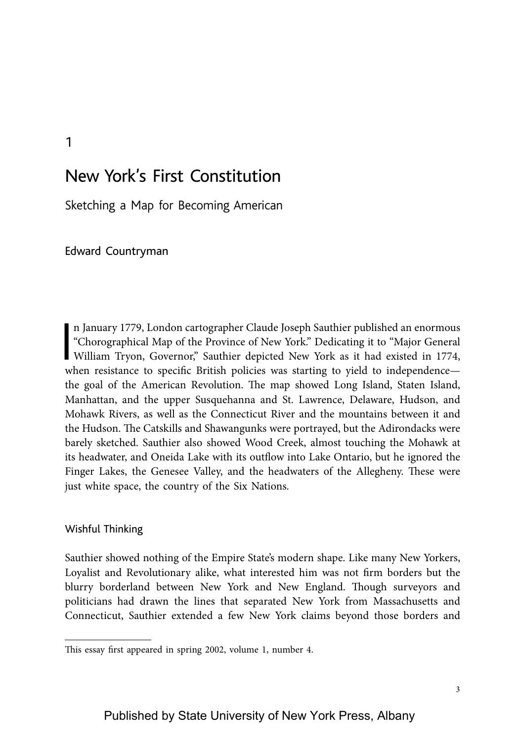1

# New York's First Constitution

## Sketching a Map for Becoming American

Edward Countryman

In January 1779, London cartographer Claude Joseph Sauthier published an enormous "Chorographical Map of the Province of New York." Dedicating it to "Major General William Tryon, Governor," Sauthier depicted New York as it had existed in 1774, when resistance to specific British policies was starting to yield to independence—the goal of the American Revolution. The map showed Long Island, Staten Island, Manhattan, and the upper Susquehanna and St. Lawrence, Delaware, Hudson, and Mohawk Rivers, as well as the Connecticut River and the mountains between it and the Hudson. The Catskills and Shawangunks were portrayed, but the Adirondacks were barely sketched. Sauthier also showed Wood Creek, almost touching the Mohawk at its headwater, and Oneida Lake with its outflow into Lake Ontario, but he ignored the Finger Lakes, the Genesee Valley, and the headwaters of the Allegheny. These were just white space, the country of the Six Nations.

### Wishful Thinking

Sauthier showed nothing of the Empire State's modern shape. Like many New Yorkers, Loyalist and Revolutionary alike, what interested him was not firm borders but the blurry borderland between New York and New England. Though surveyors and politicians had drawn the lines that separated New York from Massachusetts and Connecticut, Sauthier extended a few New York claims beyond those borders and

---

This essay first appeared in spring 2002, volume 1, number 4.

Published by State University of New York Press, Albany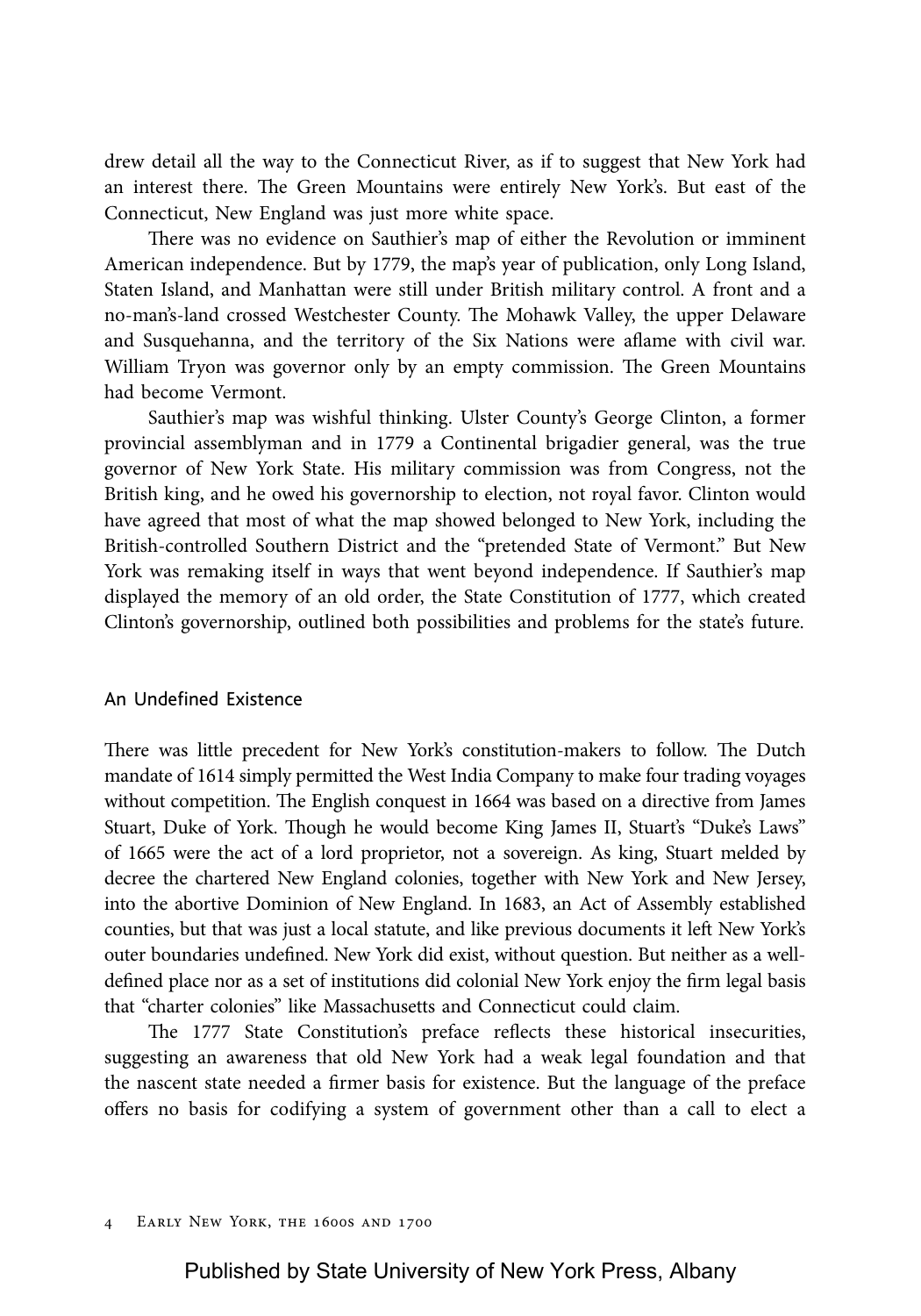drew detail all the way to the Connecticut River, as if to suggest that New York had an interest there. The Green Mountains were entirely New York's. But east of the Connecticut, New England was just more white space.

There was no evidence on Sauthier's map of either the Revolution or imminent American independence. But by 1779, the map's year of publication, only Long Island, Staten Island, and Manhattan were still under British military control. A front and a no-man's-land crossed Westchester County. The Mohawk Valley, the upper Delaware and Susquehanna, and the territory of the Six Nations were aflame with civil war. William Tryon was governor only by an empty commission. The Green Mountains had become Vermont.

Sauthier's map was wishful thinking. Ulster County's George Clinton, a former provincial assemblyman and in 1779 a Continental brigadier general, was the true governor of New York State. His military commission was from Congress, not the British king, and he owed his governorship to election, not royal favor. Clinton would have agreed that most of what the map showed belonged to New York, including the British-controlled Southern District and the "pretended State of Vermont." But New York was remaking itself in ways that went beyond independence. If Sauthier's map displayed the memory of an old order, the State Constitution of 1777, which created Clinton's governorship, outlined both possibilities and problems for the state's future.

## An Undefined Existence

There was little precedent for New York's constitution-makers to follow. The Dutch mandate of 1614 simply permitted the West India Company to make four trading voyages without competition. The English conquest in 1664 was based on a directive from James Stuart, Duke of York. Though he would become King James II, Stuart's "Duke's Laws" of 1665 were the act of a lord proprietor, not a sovereign. As king, Stuart melded by decree the chartered New England colonies, together with New York and New Jersey, into the abortive Dominion of New England. In 1683, an Act of Assembly established counties, but that was just a local statute, and like previous documents it left New York's outer boundaries undefined. New York did exist, without question. But neither as a well-defined place nor as a set of institutions did colonial New York enjoy the firm legal basis that "charter colonies" like Massachusetts and Connecticut could claim.

The 1777 State Constitution's preface reflects these historical insecurities, suggesting an awareness that old New York had a weak legal foundation and that the nascent state needed a firmer basis for existence. But the language of the preface offers no basis for codifying a system of government other than a call to elect a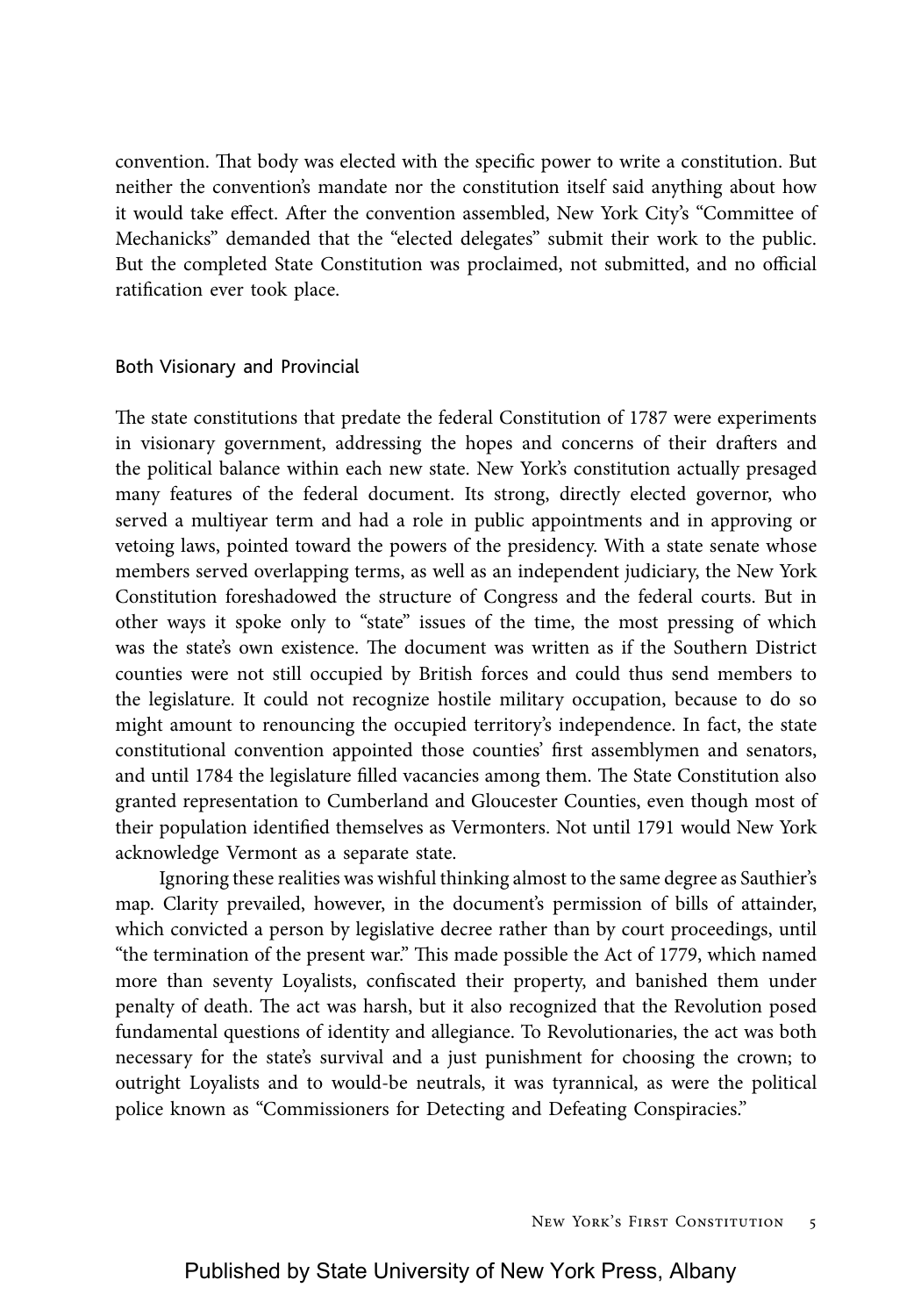convention. That body was elected with the specific power to write a constitution. But neither the convention's mandate nor the constitution itself said anything about how it would take effect. After the convention assembled, New York City's "Committee of Mechanicks" demanded that the "elected delegates" submit their work to the public. But the completed State Constitution was proclaimed, not submitted, and no official ratification ever took place.

## Both Visionary and Provincial

The state constitutions that predate the federal Constitution of 1787 were experiments in visionary government, addressing the hopes and concerns of their drafters and the political balance within each new state. New York's constitution actually presaged many features of the federal document. Its strong, directly elected governor, who served a multiyear term and had a role in public appointments and in approving or vetoing laws, pointed toward the powers of the presidency. With a state senate whose members served overlapping terms, as well as an independent judiciary, the New York Constitution foreshadowed the structure of Congress and the federal courts. But in other ways it spoke only to "state" issues of the time, the most pressing of which was the state's own existence. The document was written as if the Southern District counties were not still occupied by British forces and could thus send members to the legislature. It could not recognize hostile military occupation, because to do so might amount to renouncing the occupied territory's independence. In fact, the state constitutional convention appointed those counties' first assemblymen and senators, and until 1784 the legislature filled vacancies among them. The State Constitution also granted representation to Cumberland and Gloucester Counties, even though most of their population identified themselves as Vermonters. Not until 1791 would New York acknowledge Vermont as a separate state.

Ignoring these realities was wishful thinking almost to the same degree as Sauthier's map. Clarity prevailed, however, in the document's permission of bills of attainder, which convicted a person by legislative decree rather than by court proceedings, until "the termination of the present war." This made possible the Act of 1779, which named more than seventy Loyalists, confiscated their property, and banished them under penalty of death. The act was harsh, but it also recognized that the Revolution posed fundamental questions of identity and allegiance. To Revolutionaries, the act was both necessary for the state's survival and a just punishment for choosing the crown; to outright Loyalists and to would-be neutrals, it was tyrannical, as were the political police known as "Commissioners for Detecting and Defeating Conspiracies."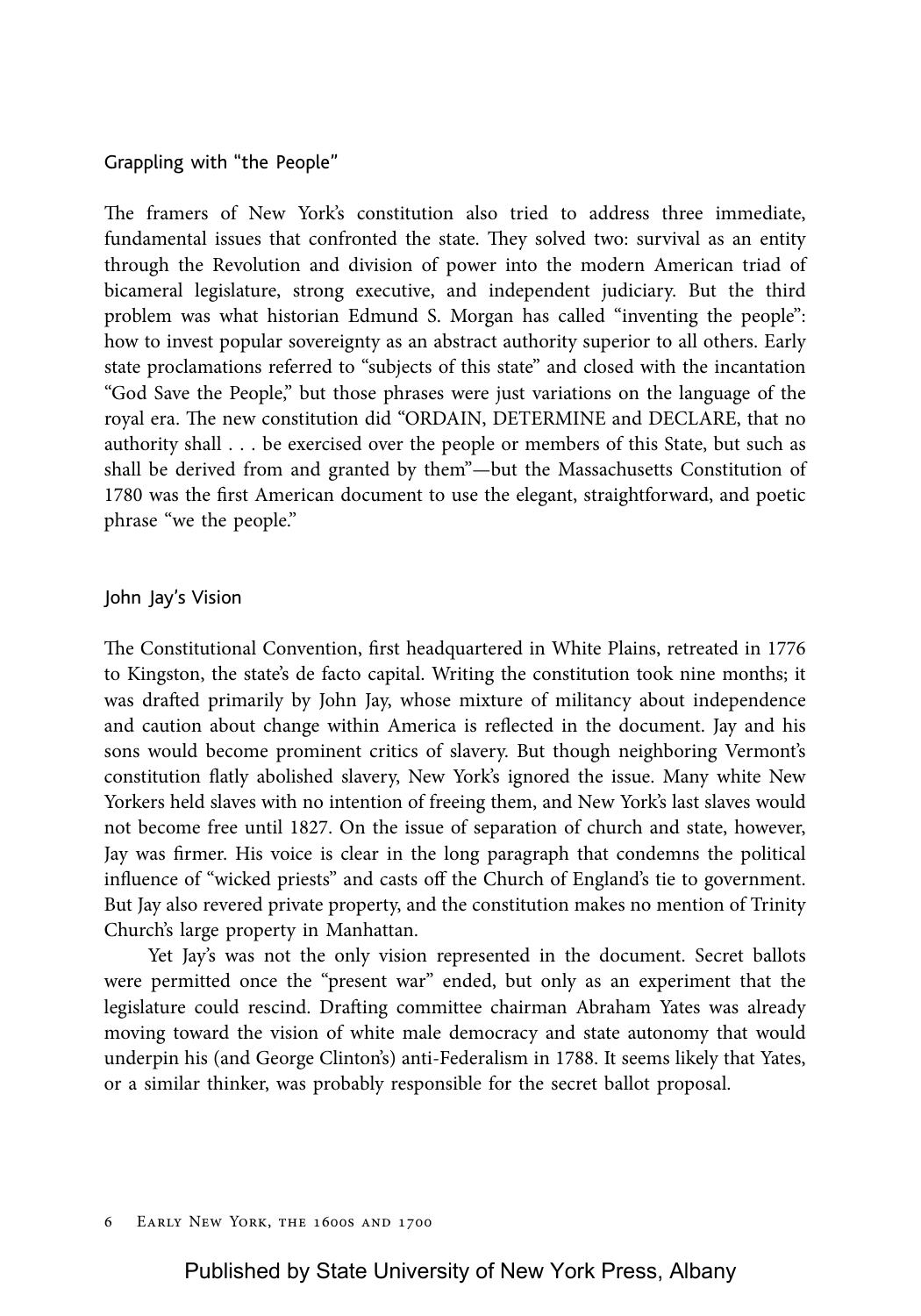## Grappling with "the People"

The framers of New York's constitution also tried to address three immediate, fundamental issues that confronted the state. They solved two: survival as an entity through the Revolution and division of power into the modern American triad of bicameral legislature, strong executive, and independent judiciary. But the third problem was what historian Edmund S. Morgan has called "inventing the people": how to invest popular sovereignty as an abstract authority superior to all others. Early state proclamations referred to "subjects of this state" and closed with the incantation "God Save the People," but those phrases were just variations on the language of the royal era. The new constitution did "ORDAIN, DETERMINE and DECLARE, that no authority shall . . . be exercised over the people or members of this State, but such as shall be derived from and granted by them"—but the Massachusetts Constitution of 1780 was the first American document to use the elegant, straightforward, and poetic phrase "we the people."

## John Jay's Vision

The Constitutional Convention, first headquartered in White Plains, retreated in 1776 to Kingston, the state's de facto capital. Writing the constitution took nine months; it was drafted primarily by John Jay, whose mixture of militancy about independence and caution about change within America is reflected in the document. Jay and his sons would become prominent critics of slavery. But though neighboring Vermont's constitution flatly abolished slavery, New York's ignored the issue. Many white New Yorkers held slaves with no intention of freeing them, and New York's last slaves would not become free until 1827. On the issue of separation of church and state, however, Jay was firmer. His voice is clear in the long paragraph that condemns the political influence of "wicked priests" and casts off the Church of England's tie to government. But Jay also revered private property, and the constitution makes no mention of Trinity Church's large property in Manhattan.

Yet Jay's was not the only vision represented in the document. Secret ballots were permitted once the "present war" ended, but only as an experiment that the legislature could rescind. Drafting committee chairman Abraham Yates was already moving toward the vision of white male democracy and state autonomy that would underpin his (and George Clinton's) anti-Federalism in 1788. It seems likely that Yates, or a similar thinker, was probably responsible for the secret ballot proposal.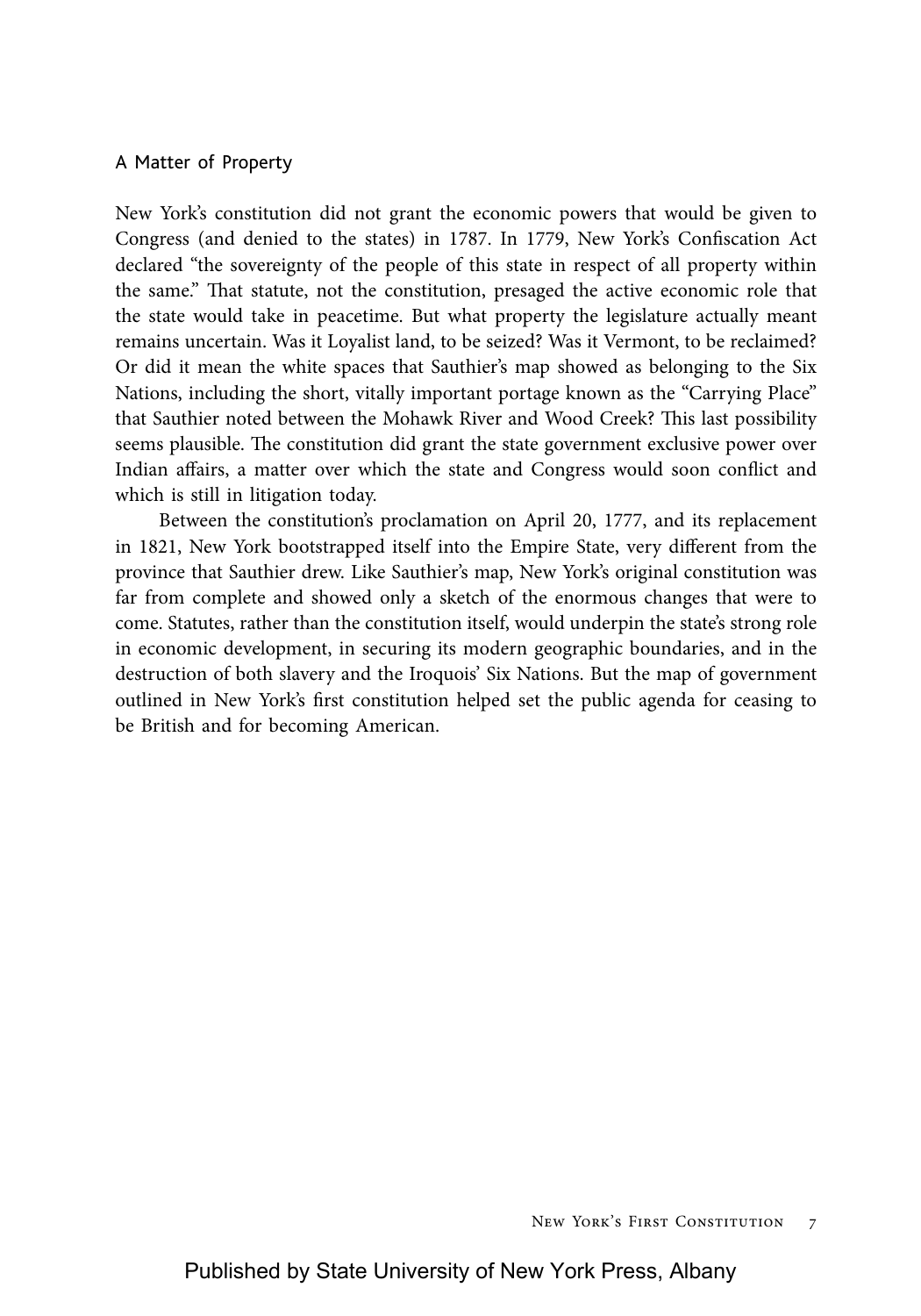## A Matter of Property

New York's constitution did not grant the economic powers that would be given to Congress (and denied to the states) in 1787. In 1779, New York's Confiscation Act declared "the sovereignty of the people of this state in respect of all property within the same." That statute, not the constitution, presaged the active economic role that the state would take in peacetime. But what property the legislature actually meant remains uncertain. Was it Loyalist land, to be seized? Was it Vermont, to be reclaimed? Or did it mean the white spaces that Sauthier's map showed as belonging to the Six Nations, including the short, vitally important portage known as the "Carrying Place" that Sauthier noted between the Mohawk River and Wood Creek? This last possibility seems plausible. The constitution did grant the state government exclusive power over Indian affairs, a matter over which the state and Congress would soon conflict and which is still in litigation today.

Between the constitution's proclamation on April 20, 1777, and its replacement in 1821, New York bootstrapped itself into the Empire State, very different from the province that Sauthier drew. Like Sauthier's map, New York's original constitution was far from complete and showed only a sketch of the enormous changes that were to come. Statutes, rather than the constitution itself, would underpin the state's strong role in economic development, in securing its modern geographic boundaries, and in the destruction of both slavery and the Iroquois' Six Nations. But the map of government outlined in New York's first constitution helped set the public agenda for ceasing to be British and for becoming American.